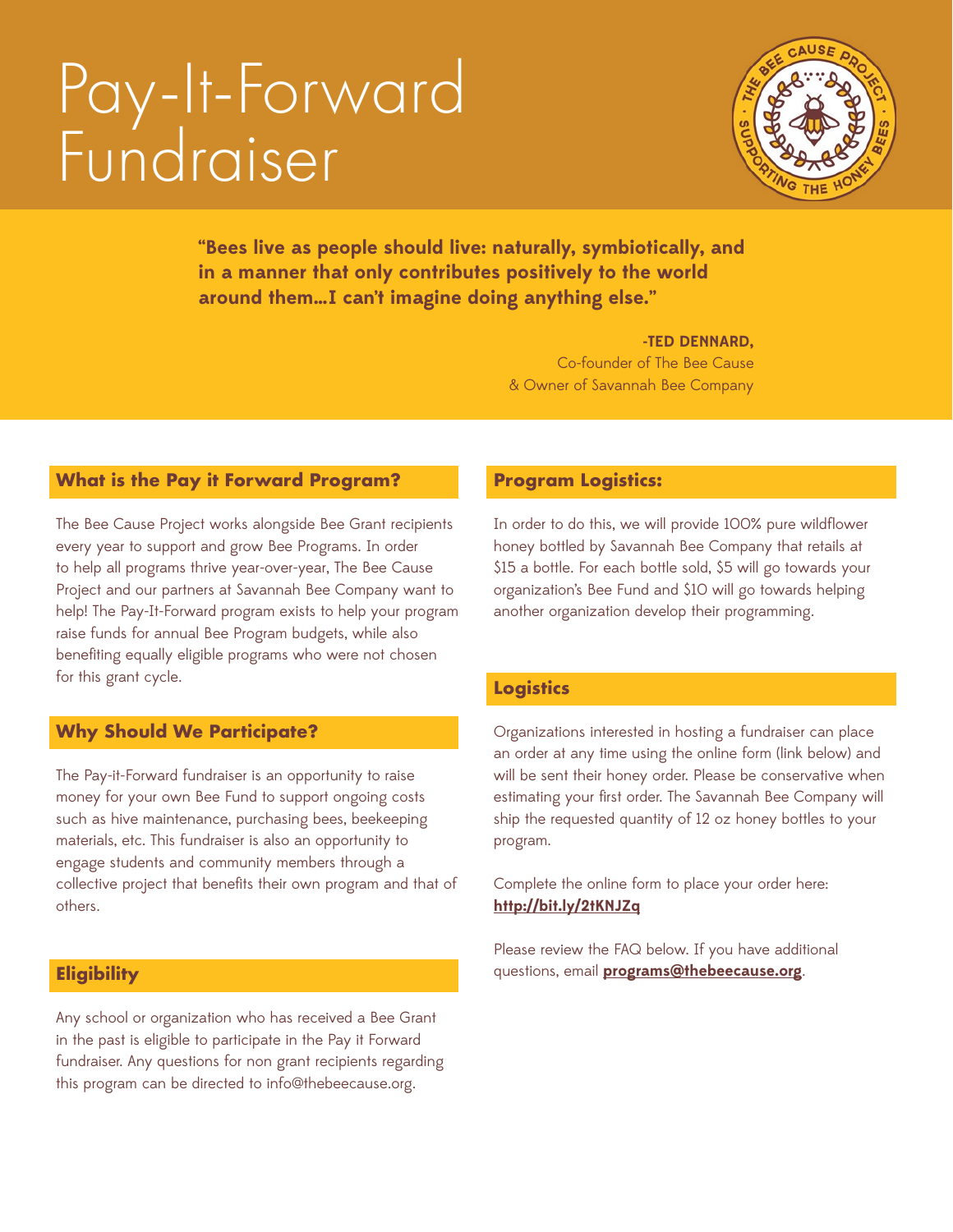# Pay-It-Forward Fundraiser

**"Bees live as people should live: naturally, symbiotically, and in a manner that only contributes positively to the world around them...I can't imagine doing anything else."**

**-TED DENNARD,**
Co-founder of The Bee Cause
& Owner of Savannah Bee Company

## What is the Pay it Forward Program?

The Bee Cause Project works alongside Bee Grant recipients every year to support and grow Bee Programs. In order to help all programs thrive year-over-year, The Bee Cause Project and our partners at Savannah Bee Company want to help! The Pay-It-Forward program exists to help your program raise funds for annual Bee Program budgets, while also benefiting equally eligible programs who were not chosen for this grant cycle.

## Why Should We Participate?

The Pay-it-Forward fundraiser is an opportunity to raise money for your own Bee Fund to support ongoing costs such as hive maintenance, purchasing bees, beekeeping materials, etc. This fundraiser is also an opportunity to engage students and community members through a collective project that benefits their own program and that of others.

## Eligibility

Any school or organization who has received a Bee Grant in the past is eligible to participate in the Pay it Forward fundraiser. Any questions for non grant recipients regarding this program can be directed to info@thebeecause.org.

## Program Logistics:

In order to do this, we will provide 100% pure wildflower honey bottled by Savannah Bee Company that retails at $15 a bottle. For each bottle sold, $5 will go towards your organization's Bee Fund and $10 will go towards helping another organization develop their programming.

## Logistics

Organizations interested in hosting a fundraiser can place an order at any time using the online form (link below) and will be sent their honey order. Please be conservative when estimating your first order. The Savannah Bee Company will ship the requested quantity of 12 oz honey bottles to your program.

Complete the online form to place your order here:
**http://bit.ly/2tKNJZq**

Please review the FAQ below. If you have additional questions, email **programs@thebeecause.org**.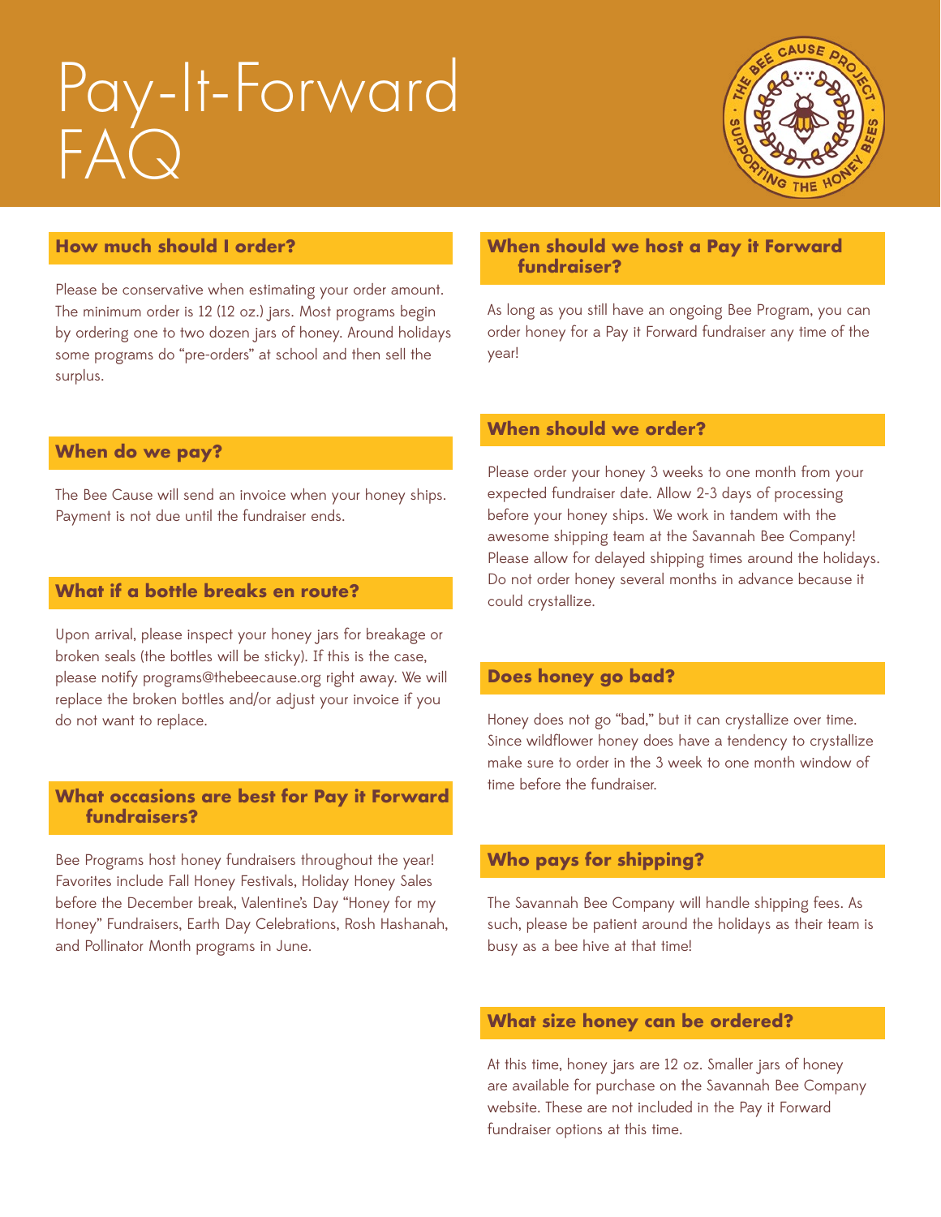# Pay-It-Forward FAQ

## How much should I order?

Please be conservative when estimating your order amount. The minimum order is 12 (12 oz.) jars. Most programs begin by ordering one to two dozen jars of honey. Around holidays some programs do "pre-orders" at school and then sell the surplus.

## When do we pay?

The Bee Cause will send an invoice when your honey ships. Payment is not due until the fundraiser ends.

## What if a bottle breaks en route?

Upon arrival, please inspect your honey jars for breakage or broken seals (the bottles will be sticky). If this is the case, please notify programs@thebeecause.org right away. We will replace the broken bottles and/or adjust your invoice if you do not want to replace.

## What occasions are best for Pay it Forward fundraisers?

Bee Programs host honey fundraisers throughout the year! Favorites include Fall Honey Festivals, Holiday Honey Sales before the December break, Valentine's Day "Honey for my Honey" Fundraisers, Earth Day Celebrations, Rosh Hashanah, and Pollinator Month programs in June.

## When should we host a Pay it Forward fundraiser?

As long as you still have an ongoing Bee Program, you can order honey for a Pay it Forward fundraiser any time of the year!

## When should we order?

Please order your honey 3 weeks to one month from your expected fundraiser date. Allow 2-3 days of processing before your honey ships. We work in tandem with the awesome shipping team at the Savannah Bee Company! Please allow for delayed shipping times around the holidays. Do not order honey several months in advance because it could crystallize.

## Does honey go bad?

Honey does not go "bad," but it can crystallize over time. Since wildflower honey does have a tendency to crystallize make sure to order in the 3 week to one month window of time before the fundraiser.

## Who pays for shipping?

The Savannah Bee Company will handle shipping fees. As such, please be patient around the holidays as their team is busy as a bee hive at that time!

## What size honey can be ordered?

At this time, honey jars are 12 oz. Smaller jars of honey are available for purchase on the Savannah Bee Company website. These are not included in the Pay it Forward fundraiser options at this time.